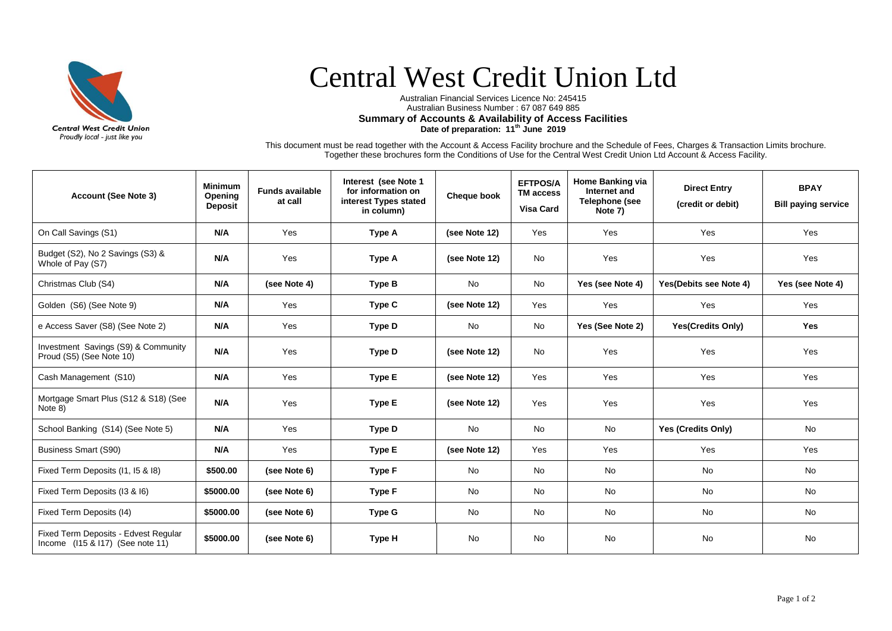Central West Credit Union
Proudly local - just like you

# Central West Credit Union Ltd

Australian Financial Services Licence No: 245415
Australian Business Number : 67 087 649 885
**Summary of Accounts & Availability of Access Facilities**
**Date of preparation: 11th June 2019**

This document must be read together with the Account & Access Facility brochure and the Schedule of Fees, Charges & Transaction Limits brochure. Together these brochures form the Conditions of Use for the Central West Credit Union Ltd Account & Access Facility.

| Account (See Note 3) | Minimum Opening Deposit | Funds available at call | Interest (see Note 1 for information on interest Types stated in column) | Cheque book | EFTPOS/ATM access Visa Card | Home Banking via Internet and Telephone (see Note 7) | Direct Entry (credit or debit) | BPAY Bill paying service |
|---|---|---|---|---|---|---|---|---|
| On Call Savings (S1) | **N/A** | Yes | **Type A** | **(see Note 12)** | Yes | Yes | Yes | Yes |
| Budget (S2), No 2 Savings (S3) & Whole of Pay (S7) | **N/A** | Yes | **Type A** | **(see Note 12)** | No | Yes | Yes | Yes |
| Christmas Club (S4) | **N/A** | **(see Note 4)** | **Type B** | No | No | **Yes (see Note 4)** | **Yes(Debits see Note 4)** | **Yes (see Note 4)** |
| Golden (S6) (See Note 9) | **N/A** | Yes | **Type C** | **(see Note 12)** | Yes | Yes | Yes | Yes |
| e Access Saver (S8) (See Note 2) | **N/A** | Yes | **Type D** | No | No | **Yes (See Note 2)** | **Yes(Credits Only)** | **Yes** |
| Investment Savings (S9) & Community Proud (S5) (See Note 10) | **N/A** | Yes | **Type D** | **(see Note 12)** | No | Yes | Yes | Yes |
| Cash Management (S10) | **N/A** | Yes | **Type E** | **(see Note 12)** | Yes | Yes | Yes | Yes |
| Mortgage Smart Plus (S12 & S18) (See Note 8) | **N/A** | Yes | **Type E** | **(see Note 12)** | Yes | Yes | Yes | Yes |
| School Banking (S14) (See Note 5) | **N/A** | Yes | **Type D** | No | No | No | **Yes (Credits Only)** | No |
| Business Smart (S90) | **N/A** | Yes | **Type E** | **(see Note 12)** | Yes | Yes | Yes | Yes |
| Fixed Term Deposits (I1, I5 & I8) | **$500.00** | **(see Note 6)** | **Type F** | No | No | No | No | No |
| Fixed Term Deposits (I3 & I6) | **$5000.00** | **(see Note 6)** | **Type F** | No | No | No | No | No |
| Fixed Term Deposits (I4) | **$5000.00** | **(see Note 6)** | **Type G** | No | No | No | No | No |
| Fixed Term Deposits - Edvest Regular Income (I15 & I17) (See note 11) | **$5000.00** | **(see Note 6)** | **Type H** | No | No | No | No | No |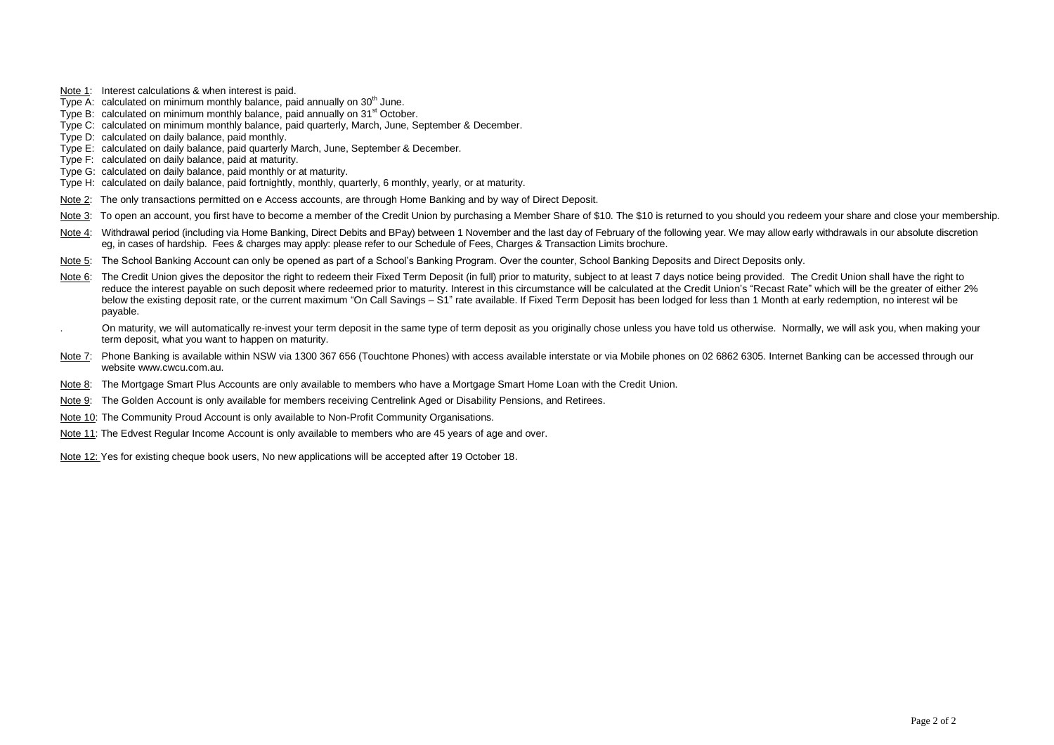Note 1: Interest calculations & when interest is paid.

Type A: calculated on minimum monthly balance, paid annually on 30th June.

Type B: calculated on minimum monthly balance, paid annually on 31st October.

Type C: calculated on minimum monthly balance, paid quarterly, March, June, September & December.

Type D: calculated on daily balance, paid monthly.

Type E: calculated on daily balance, paid quarterly March, June, September & December.

Type F: calculated on daily balance, paid at maturity.

Type G: calculated on daily balance, paid monthly or at maturity.

Type H: calculated on daily balance, paid fortnightly, monthly, quarterly, 6 monthly, yearly, or at maturity.

Note 2: The only transactions permitted on e Access accounts, are through Home Banking and by way of Direct Deposit.

Note 3: To open an account, you first have to become a member of the Credit Union by purchasing a Member Share of $10. The $10 is returned to you should you redeem your share and close your membership.

Note 4: Withdrawal period (including via Home Banking, Direct Debits and BPay) between 1 November and the last day of February of the following year. We may allow early withdrawals in our absolute discretion eg, in cases of hardship. Fees & charges may apply: please refer to our Schedule of Fees, Charges & Transaction Limits brochure.

Note 5: The School Banking Account can only be opened as part of a School's Banking Program. Over the counter, School Banking Deposits and Direct Deposits only.

Note 6: The Credit Union gives the depositor the right to redeem their Fixed Term Deposit (in full) prior to maturity, subject to at least 7 days notice being provided. The Credit Union shall have the right to reduce the interest payable on such deposit where redeemed prior to maturity. Interest in this circumstance will be calculated at the Credit Union's "Recast Rate" which will be the greater of either 2% below the existing deposit rate, or the current maximum "On Call Savings – S1" rate available. If Fixed Term Deposit has been lodged for less than 1 Month at early redemption, no interest wil be payable.

. On maturity, we will automatically re-invest your term deposit in the same type of term deposit as you originally chose unless you have told us otherwise. Normally, we will ask you, when making your term deposit, what you want to happen on maturity.

Note 7: Phone Banking is available within NSW via 1300 367 656 (Touchtone Phones) with access available interstate or via Mobile phones on 02 6862 6305. Internet Banking can be accessed through our website www.cwcu.com.au.

Note 8: The Mortgage Smart Plus Accounts are only available to members who have a Mortgage Smart Home Loan with the Credit Union.

Note 9: The Golden Account is only available for members receiving Centrelink Aged or Disability Pensions, and Retirees.

Note 10: The Community Proud Account is only available to Non-Profit Community Organisations.

Note 11: The Edvest Regular Income Account is only available to members who are 45 years of age and over.

Note 12: Yes for existing cheque book users, No new applications will be accepted after 19 October 18.